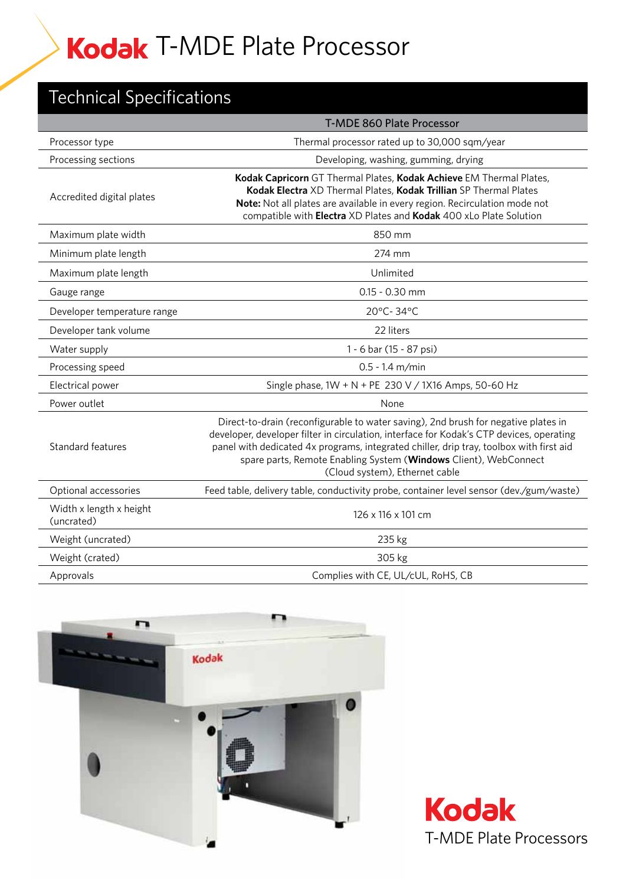# Kodak T-MDE Plate Processor

## Technical Specifications

| | T-MDE 860 Plate Processor |
|---|---|
| Processor type | Thermal processor rated up to 30,000 sqm/year |
| Processing sections | Developing, washing, gumming, drying |
| Accredited digital plates | **Kodak Capricorn** GT Thermal Plates, **Kodak Achieve** EM Thermal Plates, **Kodak Electra** XD Thermal Plates, **Kodak Trillian** SP Thermal Plates **Note:** Not all plates are available in every region. Recirculation mode not compatible with **Electra** XD Plates and **Kodak** 400 xLo Plate Solution |
| Maximum plate width | 850 mm |
| Minimum plate length | 274 mm |
| Maximum plate length | Unlimited |
| Gauge range | 0.15 - 0.30 mm |
| Developer temperature range | 20°C- 34°C |
| Developer tank volume | 22 liters |
| Water supply | 1 - 6 bar (15 - 87 psi) |
| Processing speed | 0.5 - 1.4 m/min |
| Electrical power | Single phase, 1W + N + PE 230 V / 1X16 Amps, 50-60 Hz |
| Power outlet | None |
| Standard features | Direct-to-drain (reconfigurable to water saving), 2nd brush for negative plates in developer, developer filter in circulation, interface for Kodak's CTP devices, operating panel with dedicated 4x programs, integrated chiller, drip tray, toolbox with first aid spare parts, Remote Enabling System (**Windows** Client), WebConnect (Cloud system), Ethernet cable |
| Optional accessories | Feed table, delivery table, conductivity probe, container level sensor (dev./gum/waste) |
| Width x length x height (uncrated) | 126 x 116 x 101 cm |
| Weight (uncrated) | 235 kg |
| Weight (crated) | 305 kg |
| Approvals | Complies with CE, UL/cUL, RoHS, CB |

Kodak

T-MDE Plate Processors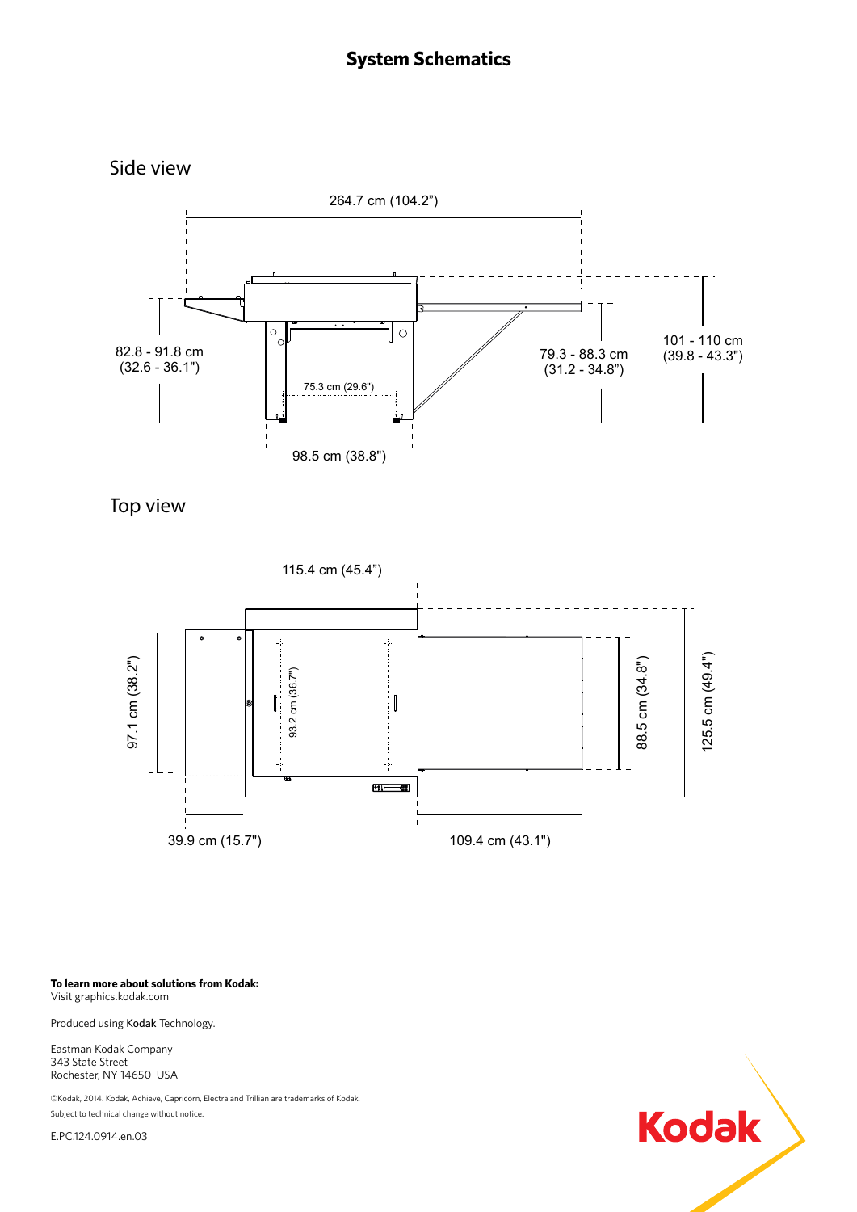# System Schematics

## Side view

264.7 cm (104.2")

82.8 - 91.8 cm
(32.6 - 36.1")

75.3 cm (29.6")

79.3 - 88.3 cm
(31.2 - 34.8")

101 - 110 cm
(39.8 - 43.3")

98.5 cm (38.8")

## Top view

115.4 cm (45.4")

97.1 cm (38.2")

93.2 cm (36.7")

88.5 cm (34.8")

125.5 cm (49.4")

39.9 cm (15.7")

109.4 cm (43.1")

**To learn more about solutions from Kodak:**
Visit graphics.kodak.com

Produced using Kodak Technology.

Eastman Kodak Company
343 State Street
Rochester, NY 14650 USA

©Kodak, 2014. Kodak, Achieve, Capricorn, Electra and Trillian are trademarks of Kodak.
Subject to technical change without notice.

E.PC.124.0914.en.03

Kodak